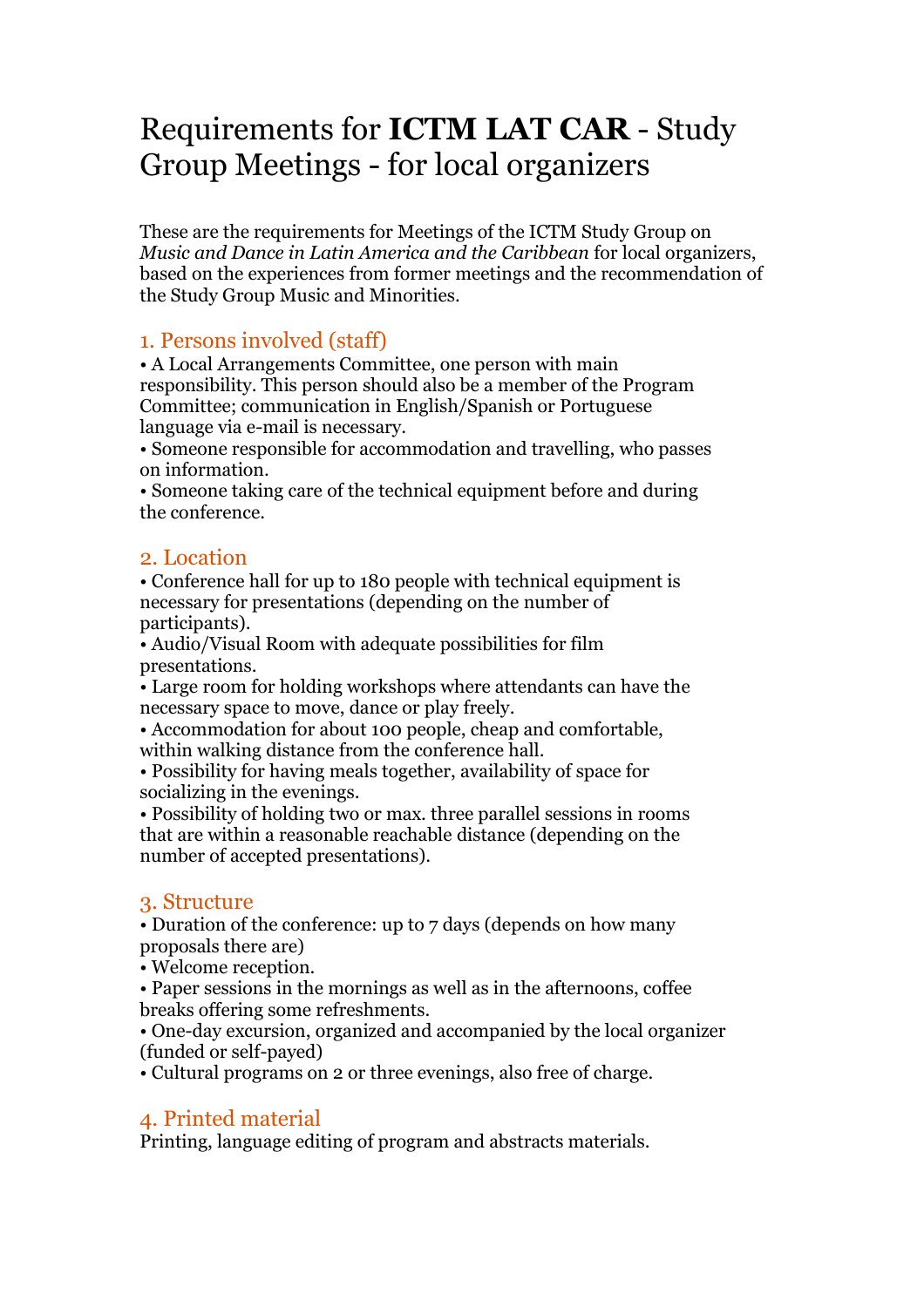# Requirements for **ICTM LAT CAR** - Study Group Meetings - for local organizers

These are the requirements for Meetings of the ICTM Study Group on *Music and Dance in Latin America and the Caribbean* for local organizers, based on the experiences from former meetings and the recommendation of the Study Group Music and Minorities.

## 1. Persons involved (staff)

- A Local Arrangements Committee, one person with main responsibility. This person should also be a member of the Program Committee; communication in English/Spanish or Portuguese language via e-mail is necessary.
- Someone responsible for accommodation and travelling, who passes on information.
- Someone taking care of the technical equipment before and during the conference.

## 2. Location

- Conference hall for up to 180 people with technical equipment is necessary for presentations (depending on the number of participants).
- Audio/Visual Room with adequate possibilities for film presentations.
- Large room for holding workshops where attendants can have the necessary space to move, dance or play freely.
- Accommodation for about 100 people, cheap and comfortable, within walking distance from the conference hall.
- Possibility for having meals together, availability of space for socializing in the evenings.
- Possibility of holding two or max. three parallel sessions in rooms that are within a reasonable reachable distance (depending on the number of accepted presentations).

## 3. Structure

- Duration of the conference: up to 7 days (depends on how many proposals there are)
- Welcome reception.
- Paper sessions in the mornings as well as in the afternoons, coffee breaks offering some refreshments.
- One-day excursion, organized and accompanied by the local organizer (funded or self-payed)
- Cultural programs on 2 or three evenings, also free of charge.

## 4. Printed material

Printing, language editing of program and abstracts materials.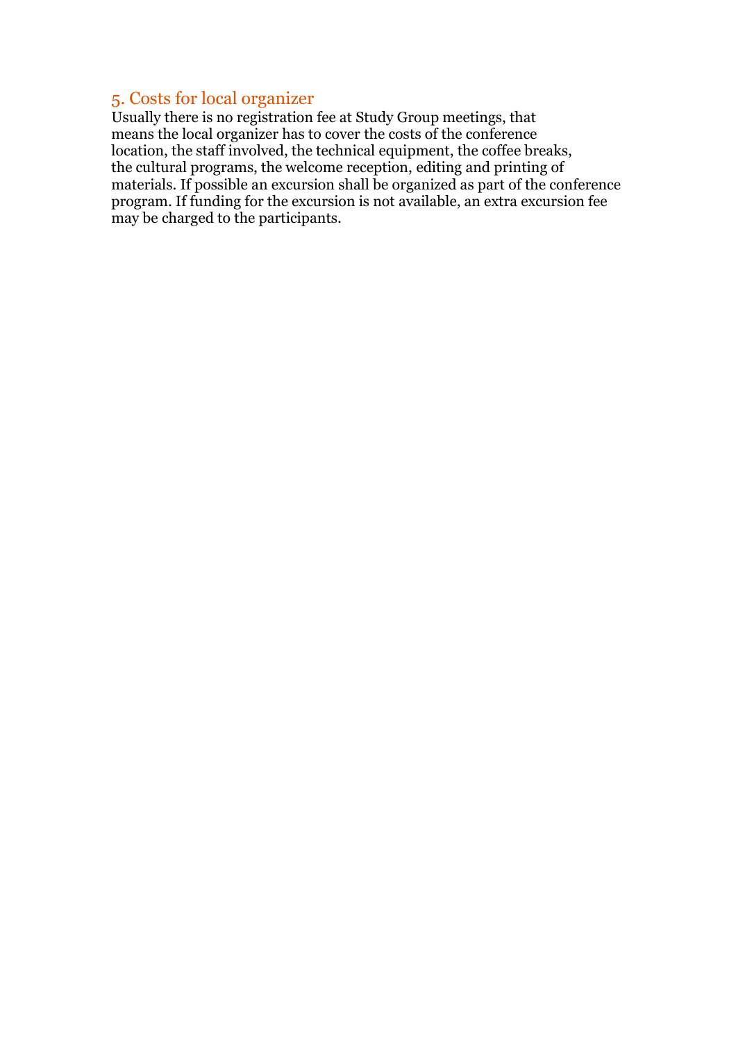## 5. Costs for local organizer

Usually there is no registration fee at Study Group meetings, that means the local organizer has to cover the costs of the conference location, the staff involved, the technical equipment, the coffee breaks, the cultural programs, the welcome reception, editing and printing of materials. If possible an excursion shall be organized as part of the conference program. If funding for the excursion is not available, an extra excursion fee may be charged to the participants.